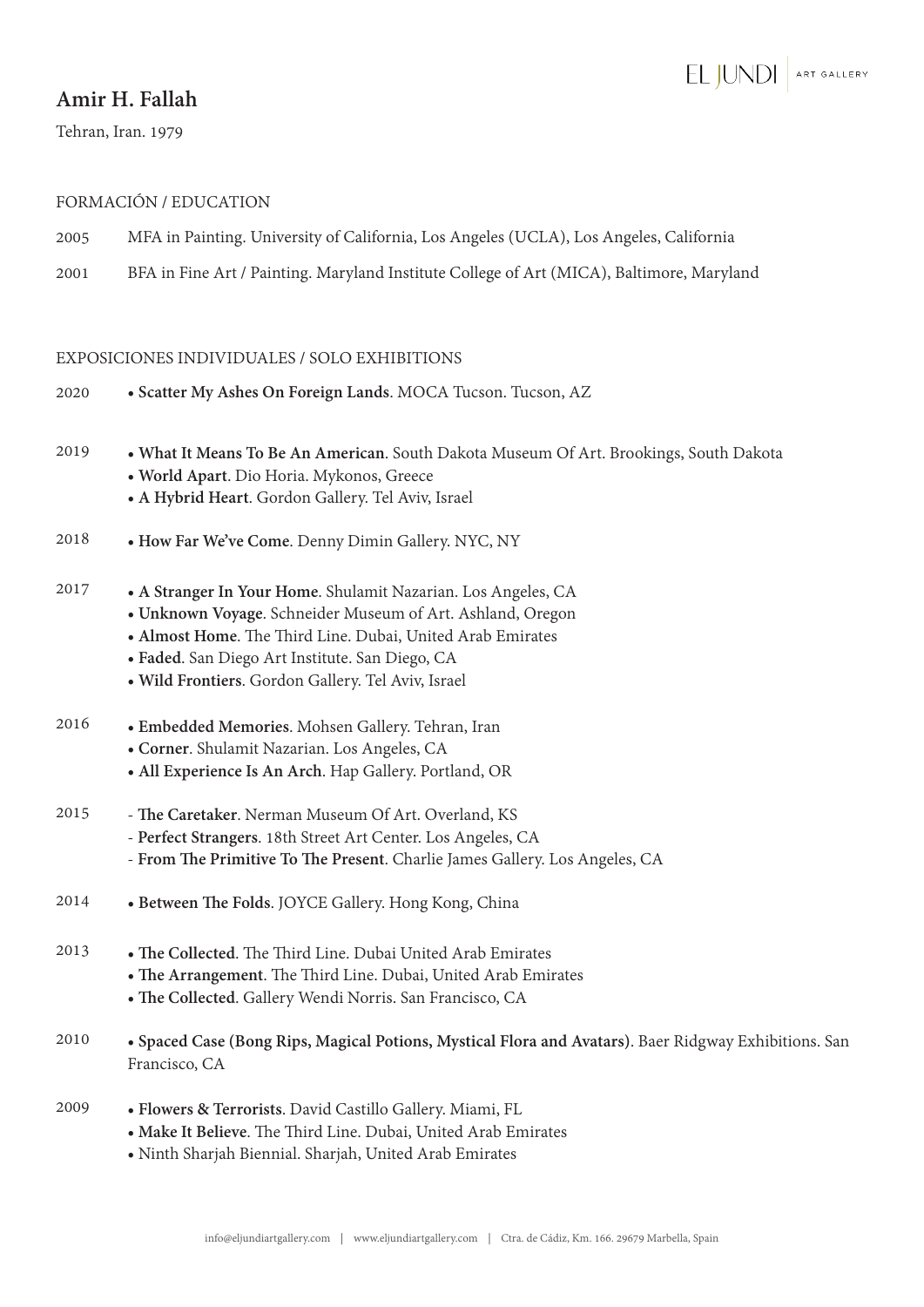# Amir H. Fallah

Tehran, Iran. 1979

## FORMACIÓN / EDUCATION

2005 MFA in Painting. University of California, Los Angeles (UCLA), Los Angeles, California

2001 BFA in Fine Art / Painting. Maryland Institute College of Art (MICA), Baltimore, Maryland

## EXPOSICIONES INDIVIDUALES / SOLO EXHIBITIONS

2020
- **Scatter My Ashes On Foreign Lands**. MOCA Tucson. Tucson, AZ

2019
- **What It Means To Be An American**. South Dakota Museum Of Art. Brookings, South Dakota
- **World Apart**. Dio Horia. Mykonos, Greece
- **A Hybrid Heart**. Gordon Gallery. Tel Aviv, Israel

2018
- **How Far We've Come**. Denny Dimin Gallery. NYC, NY

2017
- **A Stranger In Your Home**. Shulamit Nazarian. Los Angeles, CA
- **Unknown Voyage**. Schneider Museum of Art. Ashland, Oregon
- **Almost Home**. The Third Line. Dubai, United Arab Emirates
- **Faded**. San Diego Art Institute. San Diego, CA
- **Wild Frontiers**. Gordon Gallery. Tel Aviv, Israel

2016
- **Embedded Memories**. Mohsen Gallery. Tehran, Iran
- **Corner**. Shulamit Nazarian. Los Angeles, CA
- **All Experience Is An Arch**. Hap Gallery. Portland, OR

2015
- **The Caretaker**. Nerman Museum Of Art. Overland, KS
- **Perfect Strangers**. 18th Street Art Center. Los Angeles, CA
- **From The Primitive To The Present**. Charlie James Gallery. Los Angeles, CA

2014
- **Between The Folds**. JOYCE Gallery. Hong Kong, China

2013
- **The Collected**. The Third Line. Dubai United Arab Emirates
- **The Arrangement**. The Third Line. Dubai, United Arab Emirates
- **The Collected**. Gallery Wendi Norris. San Francisco, CA

2010
- **Spaced Case (Bong Rips, Magical Potions, Mystical Flora and Avatars)**. Baer Ridgway Exhibitions. San Francisco, CA

2009
- **Flowers & Terrorists**. David Castillo Gallery. Miami, FL
- **Make It Believe**. The Third Line. Dubai, United Arab Emirates
- Ninth Sharjah Biennial. Sharjah, United Arab Emirates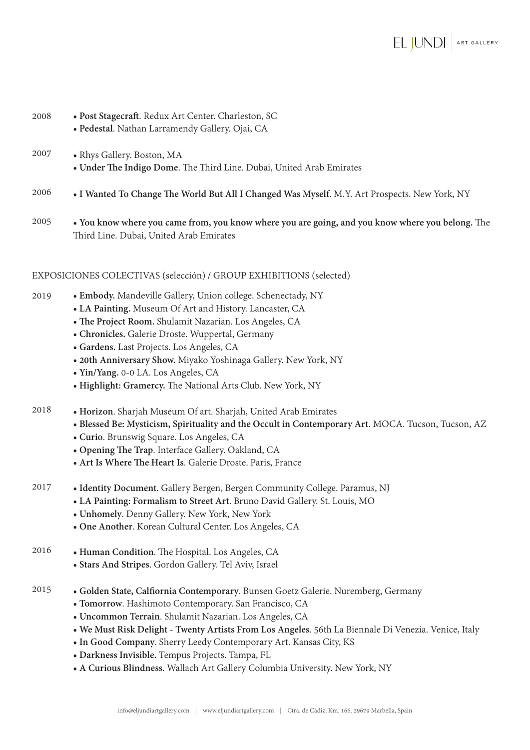2008
- **Post Stagecraft**. Redux Art Center. Charleston, SC
- **Pedestal**. Nathan Larramendy Gallery. Ojai, CA

2007
- Rhys Gallery. Boston, MA
- **Under The Indigo Dome**. The Third Line. Dubai, United Arab Emirates

2006
- **I Wanted To Change The World But All I Changed Was Myself**. M.Y. Art Prospects. New York, NY

2005
- **You know where you came from, you know where you are going, and you know where you belong.** The Third Line. Dubai, United Arab Emirates

EXPOSICIONES COLECTIVAS (selección) / GROUP EXHIBITIONS (selected)

2019
- **Embody.** Mandeville Gallery, Union college. Schenectady, NY
- **LA Painting.** Museum Of Art and History. Lancaster, CA
- **The Project Room.** Shulamit Nazarian. Los Angeles, CA
- **Chronicles.** Galerie Droste. Wuppertal, Germany
- **Gardens.** Last Projects. Los Angeles, CA
- **20th Anniversary Show.** Miyako Yoshinaga Gallery. New York, NY
- **Yin/Yang.** 0-0 LA. Los Angeles, CA
- **Highlight: Gramercy.** The National Arts Club. New York, NY

2018
- **Horizon**. Sharjah Museum Of art. Sharjah, United Arab Emirates
- **Blessed Be: Mysticism, Spirituality and the Occult in Contemporary Art**. MOCA. Tucson, Tucson, AZ
- **Curio**. Brunswig Square. Los Angeles, CA
- **Opening The Trap**. Interface Gallery. Oakland, CA
- **Art Is Where The Heart Is**. Galerie Droste. Paris, France

2017
- **Identity Document**. Gallery Bergen, Bergen Community College. Paramus, NJ
- **LA Painting: Formalism to Street Art**. Bruno David Gallery. St. Louis, MO
- **Unhomely**. Denny Gallery. New York, New York
- **One Another**. Korean Cultural Center. Los Angeles, CA

2016
- **Human Condition**. The Hospital. Los Angeles, CA
- **Stars And Stripes**. Gordon Gallery. Tel Aviv, Israel

2015
- **Golden State, Calfiornia Contemporary**. Bunsen Goetz Galerie. Nuremberg, Germany
- **Tomorrow**. Hashimoto Contemporary. San Francisco, CA
- **Uncommon Terrain**. Shulamit Nazarian. Los Angeles, CA
- **We Must Risk Delight - Twenty Artists From Los Angeles**. 56th La Biennale Di Venezia. Venice, Italy
- **In Good Company**. Sherry Leedy Contemporary Art. Kansas City, KS
- **Darkness Invisible.** Tempus Projects. Tampa, FL
- **A Curious Blindness**. Wallach Art Gallery Columbia University. New York, NY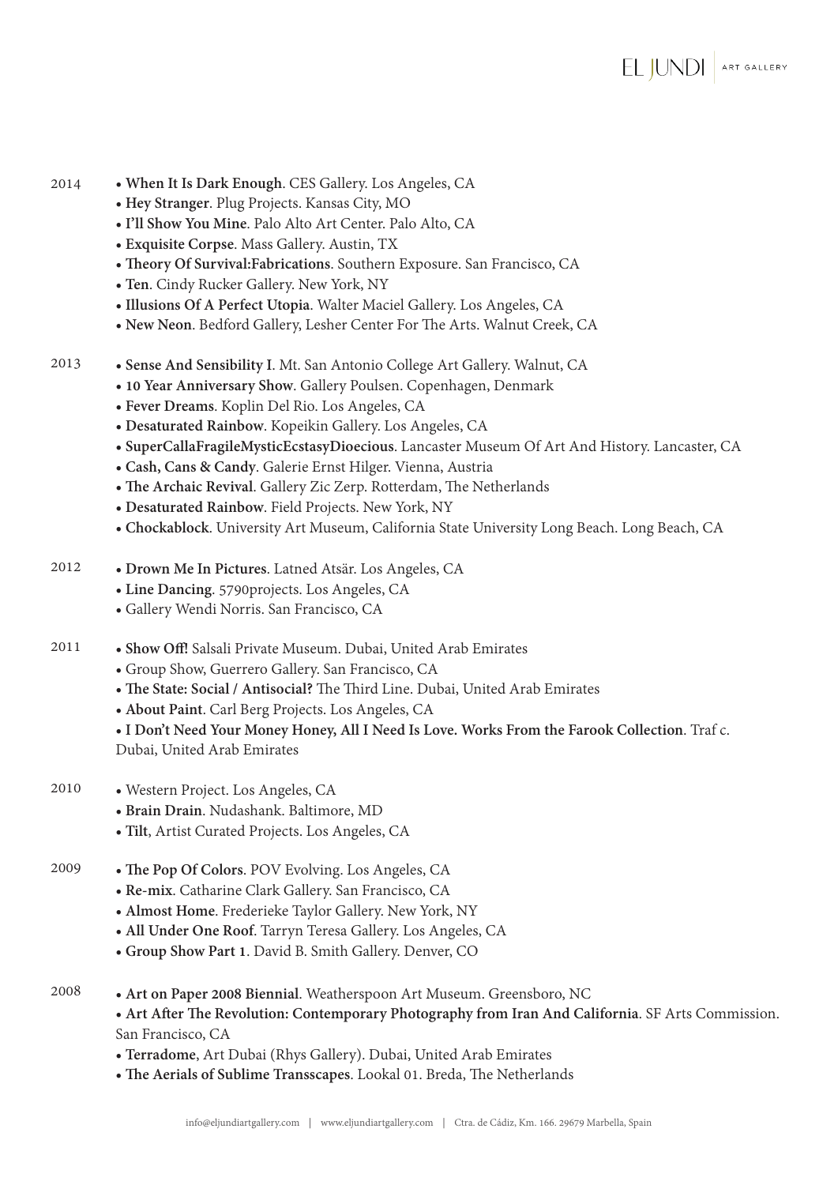2014

- **When It Is Dark Enough**. CES Gallery. Los Angeles, CA
- **Hey Stranger**. Plug Projects. Kansas City, MO
- **I'll Show You Mine**. Palo Alto Art Center. Palo Alto, CA
- **Exquisite Corpse**. Mass Gallery. Austin, TX
- **Theory Of Survival:Fabrications**. Southern Exposure. San Francisco, CA
- **Ten**. Cindy Rucker Gallery. New York, NY
- **Illusions Of A Perfect Utopia**. Walter Maciel Gallery. Los Angeles, CA
- **New Neon**. Bedford Gallery, Lesher Center For The Arts. Walnut Creek, CA

2013

- **Sense And Sensibility I**. Mt. San Antonio College Art Gallery. Walnut, CA
- **10 Year Anniversary Show**. Gallery Poulsen. Copenhagen, Denmark
- **Fever Dreams**. Koplin Del Rio. Los Angeles, CA
- **Desaturated Rainbow**. Kopeikin Gallery. Los Angeles, CA
- **SuperCallaFragileMysticEcstasyDioecious**. Lancaster Museum Of Art And History. Lancaster, CA
- **Cash, Cans & Candy**. Galerie Ernst Hilger. Vienna, Austria
- **The Archaic Revival**. Gallery Zic Zerp. Rotterdam, The Netherlands
- **Desaturated Rainbow**. Field Projects. New York, NY
- **Chockablock**. University Art Museum, California State University Long Beach. Long Beach, CA

2012

- **Drown Me In Pictures**. Latned Atsär. Los Angeles, CA
- **Line Dancing**. 5790projects. Los Angeles, CA
- Gallery Wendi Norris. San Francisco, CA

2011

- **Show Off!** Salsali Private Museum. Dubai, United Arab Emirates
- Group Show, Guerrero Gallery. San Francisco, CA
- **The State: Social / Antisocial?** The Third Line. Dubai, United Arab Emirates
- **About Paint**. Carl Berg Projects. Los Angeles, CA
- **I Don't Need Your Money Honey, All I Need Is Love. Works From the Farook Collection**. Traf c. Dubai, United Arab Emirates

2010

- Western Project. Los Angeles, CA
- **Brain Drain**. Nudashank. Baltimore, MD
- **Tilt**, Artist Curated Projects. Los Angeles, CA

2009

- **The Pop Of Colors**. POV Evolving. Los Angeles, CA
- **Re-mix**. Catharine Clark Gallery. San Francisco, CA
- **Almost Home**. Frederieke Taylor Gallery. New York, NY
- **All Under One Roof**. Tarryn Teresa Gallery. Los Angeles, CA
- **Group Show Part 1**. David B. Smith Gallery. Denver, CO

2008

- **Art on Paper 2008 Biennial**. Weatherspoon Art Museum. Greensboro, NC
- **Art After The Revolution: Contemporary Photography from Iran And California**. SF Arts Commission. San Francisco, CA
- **Terradome**, Art Dubai (Rhys Gallery). Dubai, United Arab Emirates
- **The Aerials of Sublime Transscapes**. Lookal 01. Breda, The Netherlands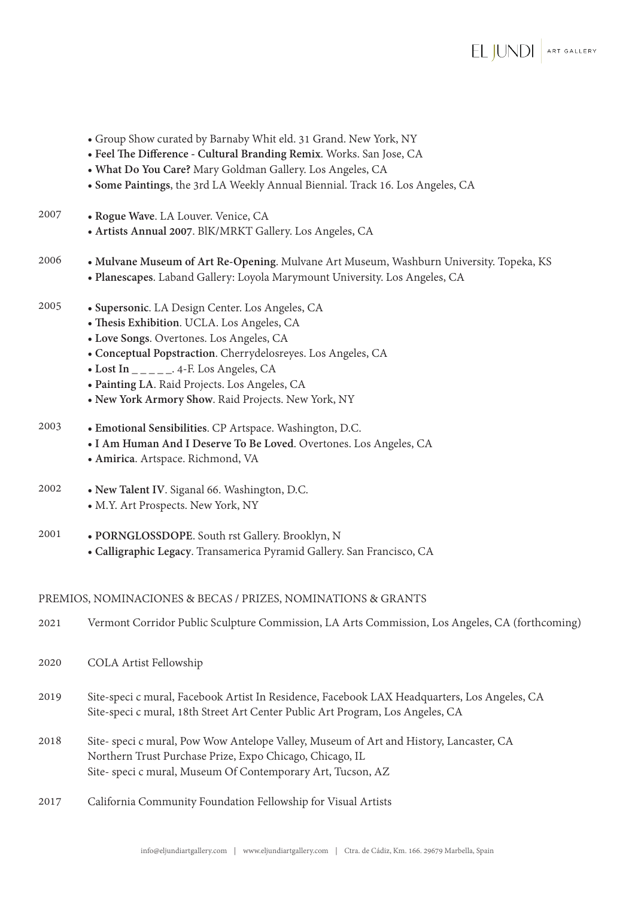- Group Show curated by Barnaby Whit eld. 31 Grand. New York, NY
- **Feel The Difference - Cultural Branding Remix**. Works. San Jose, CA
- **What Do You Care?** Mary Goldman Gallery. Los Angeles, CA
- **Some Paintings**, the 3rd LA Weekly Annual Biennial. Track 16. Los Angeles, CA

2007
- **Rogue Wave**. LA Louver. Venice, CA
- **Artists Annual 2007**. BlK/MRKT Gallery. Los Angeles, CA

2006
- **Mulvane Museum of Art Re-Opening**. Mulvane Art Museum, Washburn University. Topeka, KS
- **Planescapes**. Laband Gallery: Loyola Marymount University. Los Angeles, CA

2005
- **Supersonic**. LA Design Center. Los Angeles, CA
- **Thesis Exhibition**. UCLA. Los Angeles, CA
- **Love Songs**. Overtones. Los Angeles, CA
- **Conceptual Popstraction**. Cherrydelosreyes. Los Angeles, CA
- **Lost In _ _ _ _ _**. 4-F. Los Angeles, CA
- **Painting LA**. Raid Projects. Los Angeles, CA
- **New York Armory Show**. Raid Projects. New York, NY

2003
- **Emotional Sensibilities**. CP Artspace. Washington, D.C.
- **I Am Human And I Deserve To Be Loved**. Overtones. Los Angeles, CA
- **Amirica**. Artspace. Richmond, VA

2002
- **New Talent IV**. Siganal 66. Washington, D.C.
- M.Y. Art Prospects. New York, NY

2001
- **PORNGLOSSDOPE**. South rst Gallery. Brooklyn, N
- **Calligraphic Legacy**. Transamerica Pyramid Gallery. San Francisco, CA

## PREMIOS, NOMINACIONES & BECAS / PRIZES, NOMINATIONS & GRANTS

2021 Vermont Corridor Public Sculpture Commission, LA Arts Commission, Los Angeles, CA (forthcoming)

2020 COLA Artist Fellowship

2019 Site-speci c mural, Facebook Artist In Residence, Facebook LAX Headquarters, Los Angeles, CA
Site-speci c mural, 18th Street Art Center Public Art Program, Los Angeles, CA

2018 Site- speci c mural, Pow Wow Antelope Valley, Museum of Art and History, Lancaster, CA
Northern Trust Purchase Prize, Expo Chicago, Chicago, IL
Site- speci c mural, Museum Of Contemporary Art, Tucson, AZ

2017 California Community Foundation Fellowship for Visual Artists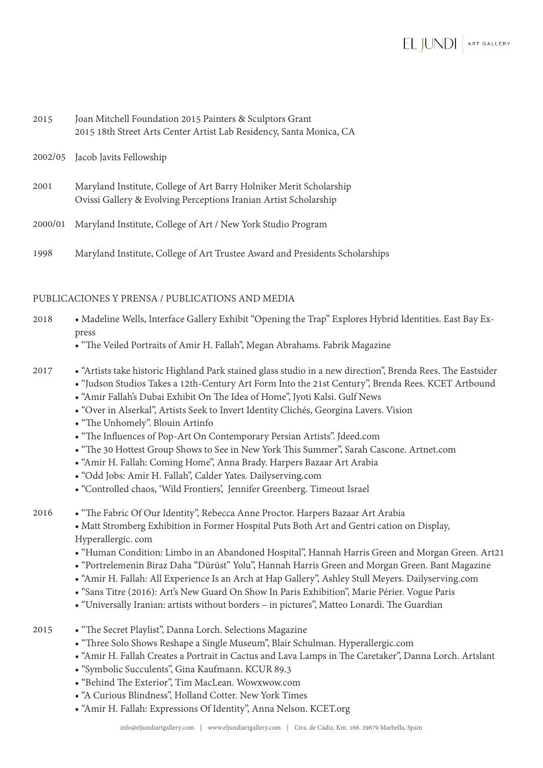2015 Joan Mitchell Foundation 2015 Painters & Sculptors Grant
2015 18th Street Arts Center Artist Lab Residency, Santa Monica, CA

2002/05 Jacob Javits Fellowship

2001 Maryland Institute, College of Art Barry Holniker Merit Scholarship
Ovissi Gallery & Evolving Perceptions Iranian Artist Scholarship

2000/01 Maryland Institute, College of Art / New York Studio Program

1998 Maryland Institute, College of Art Trustee Award and Presidents Scholarships

## PUBLICACIONES Y PRENSA / PUBLICATIONS AND MEDIA

2018
- Madeline Wells, Interface Gallery Exhibit "Opening the Trap" Explores Hybrid Identities. East Bay Express
- "The Veiled Portraits of Amir H. Fallah", Megan Abrahams. Fabrik Magazine

2017
- "Artists take historic Highland Park stained glass studio in a new direction", Brenda Rees. The Eastsider
- "Judson Studios Takes a 12th-Century Art Form Into the 21st Century", Brenda Rees. KCET Artbound
- "Amir Fallah's Dubai Exhibit On The Idea of Home", Jyoti Kalsi. Gulf News
- "Over in Alserkal", Artists Seek to Invert Identity Clichés, Georgina Lavers. Vision
- "The Unhomely". Blouin Artinfo
- "The Influences of Pop-Art On Contemporary Persian Artists". Jdeed.com
- "The 30 Hottest Group Shows to See in New York This Summer", Sarah Cascone. Artnet.com
- "Amir H. Fallah: Coming Home", Anna Brady. Harpers Bazaar Art Arabia
- "Odd Jobs: Amir H. Fallah", Calder Yates. Dailyserving.com
- "Controlled chaos, 'Wild Frontiers', Jennifer Greenberg. Timeout Israel

2016
- "The Fabric Of Our Identity", Rebecca Anne Proctor. Harpers Bazaar Art Arabia
- Matt Stromberg Exhibition in Former Hospital Puts Both Art and Gentri cation on Display, Hyperallergic. com
- "Human Condition: Limbo in an Abandoned Hospital", Hannah Harris Green and Morgan Green. Art21
- "Portrelemenin Biraz Daha "Dürüst" Yolu", Hannah Harris Green and Morgan Green. Bant Magazine
- "Amir H. Fallah: All Experience Is an Arch at Hap Gallery", Ashley Stull Meyers. Dailyserving.com
- "Sans Titre (2016): Art's New Guard On Show In Paris Exhibition", Marie Périer. Vogue Paris
- "Universally Iranian: artists without borders – in pictures", Matteo Lonardi. The Guardian

2015
- "The Secret Playlist", Danna Lorch. Selections Magazine
- "Three Solo Shows Reshape a Single Museum", Blair Schulman. Hyperallergic.com
- "Amir H. Fallah Creates a Portrait in Cactus and Lava Lamps in The Caretaker", Danna Lorch. Artslant
- "Symbolic Succulents", Gina Kaufmann. KCUR 89.3
- "Behind The Exterior", Tim MacLean. Wowxwow.com
- "A Curious Blindness", Holland Cotter. New York Times
- "Amir H. Fallah: Expressions Of Identity", Anna Nelson. KCET.org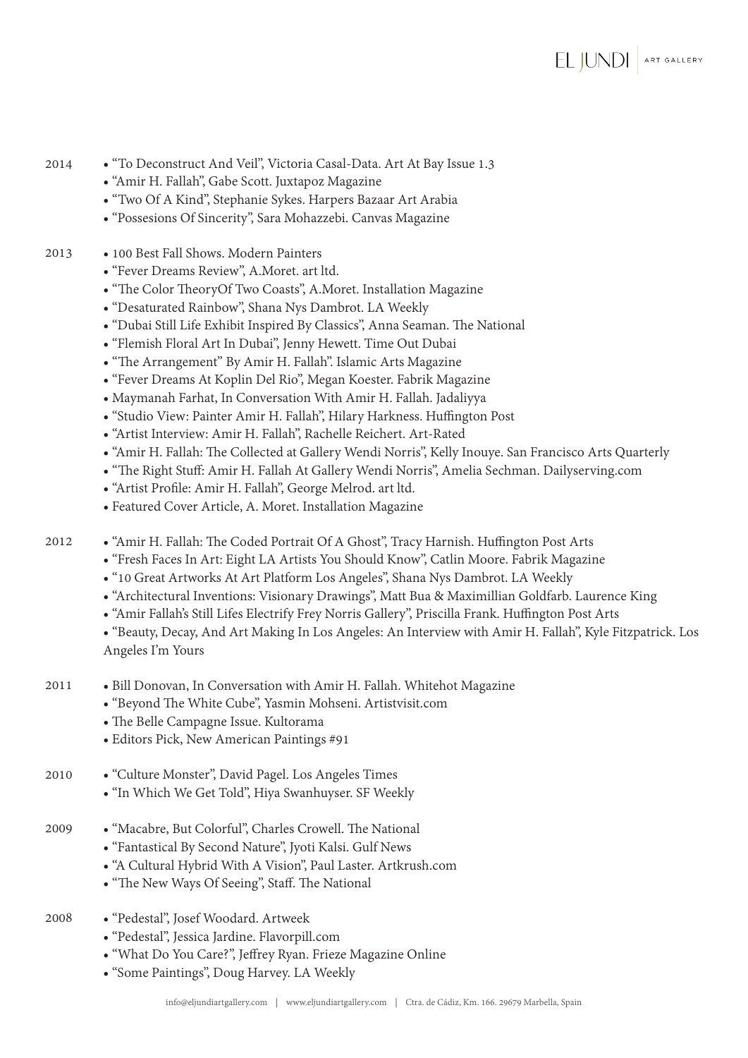2014

- “To Deconstruct And Veil”, Victoria Casal-Data. Art At Bay Issue 1.3
- “Amir H. Fallah”, Gabe Scott. Juxtapoz Magazine
- “Two Of A Kind”, Stephanie Sykes. Harpers Bazaar Art Arabia
- “Possesions Of Sincerity”, Sara Mohazzebi. Canvas Magazine

2013

- 100 Best Fall Shows. Modern Painters
- “Fever Dreams Review”, A.Moret. art ltd.
- “The Color TheoryOf Two Coasts”, A.Moret. Installation Magazine
- “Desaturated Rainbow”, Shana Nys Dambrot. LA Weekly
- “Dubai Still Life Exhibit Inspired By Classics”, Anna Seaman. The National
- “Flemish Floral Art In Dubai”, Jenny Hewett. Time Out Dubai
- “The Arrangement” By Amir H. Fallah”. Islamic Arts Magazine
- “Fever Dreams At Koplin Del Rio”, Megan Koester. Fabrik Magazine
- Maymanah Farhat, In Conversation With Amir H. Fallah. Jadaliyya
- “Studio View: Painter Amir H. Fallah”, Hilary Harkness. Huffington Post
- “Artist Interview: Amir H. Fallah”, Rachelle Reichert. Art-Rated
- “Amir H. Fallah: The Collected at Gallery Wendi Norris”, Kelly Inouye. San Francisco Arts Quarterly
- “The Right Stuff: Amir H. Fallah At Gallery Wendi Norris”, Amelia Sechman. Dailyserving.com
- “Artist Profile: Amir H. Fallah”, George Melrod. art ltd.
- Featured Cover Article, A. Moret. Installation Magazine

2012

- “Amir H. Fallah: The Coded Portrait Of A Ghost”, Tracy Harnish. Huffington Post Arts
- “Fresh Faces In Art: Eight LA Artists You Should Know”, Catlin Moore. Fabrik Magazine
- “10 Great Artworks At Art Platform Los Angeles”, Shana Nys Dambrot. LA Weekly
- “Architectural Inventions: Visionary Drawings”, Matt Bua & Maximillian Goldfarb. Laurence King
- “Amir Fallah’s Still Lifes Electrify Frey Norris Gallery”, Priscilla Frank. Huffington Post Arts
- “Beauty, Decay, And Art Making In Los Angeles: An Interview with Amir H. Fallah”, Kyle Fitzpatrick. Los Angeles I’m Yours

2011

- Bill Donovan, In Conversation with Amir H. Fallah. Whitehot Magazine
- “Beyond The White Cube”, Yasmin Mohseni. Artistvisit.com
- The Belle Campagne Issue. Kultorama
- Editors Pick, New American Paintings #91

2010

- “Culture Monster”, David Pagel. Los Angeles Times
- “In Which We Get Told”, Hiya Swanhuyser. SF Weekly

2009

- “Macabre, But Colorful”, Charles Crowell. The National
- “Fantastical By Second Nature”, Jyoti Kalsi. Gulf News
- “A Cultural Hybrid With A Vision”, Paul Laster. Artkrush.com
- “The New Ways Of Seeing”, Staff. The National

2008

- “Pedestal”, Josef Woodard. Artweek
- “Pedestal”, Jessica Jardine. Flavorpill.com
- “What Do You Care?”, Jeffrey Ryan. Frieze Magazine Online
- “Some Paintings”, Doug Harvey. LA Weekly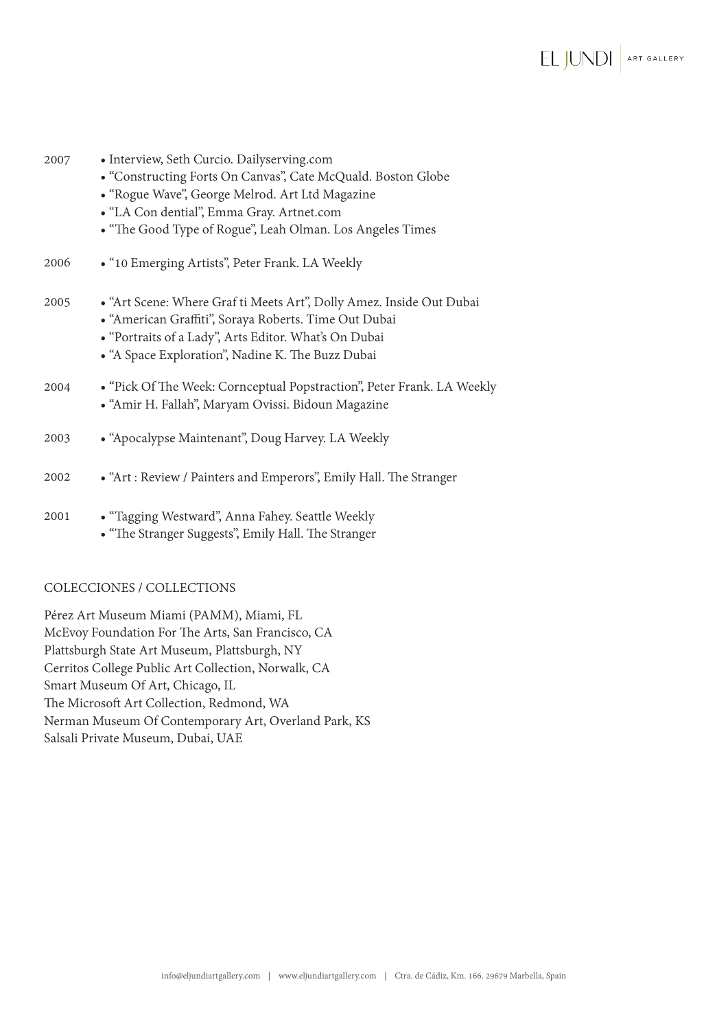2007
- Interview, Seth Curcio. Dailyserving.com
- “Constructing Forts On Canvas”, Cate McQuald. Boston Globe
- “Rogue Wave”, George Melrod. Art Ltd Magazine
- “LA Con dential”, Emma Gray. Artnet.com
- “The Good Type of Rogue”, Leah Olman. Los Angeles Times

2006
- “10 Emerging Artists”, Peter Frank. LA Weekly

2005
- “Art Scene: Where Graf ti Meets Art”, Dolly Amez. Inside Out Dubai
- “American Graffiti”, Soraya Roberts. Time Out Dubai
- “Portraits of a Lady”, Arts Editor. What’s On Dubai
- “A Space Exploration”, Nadine K. The Buzz Dubai

2004
- “Pick Of The Week: Cornceptual Popstraction”, Peter Frank. LA Weekly
- “Amir H. Fallah”, Maryam Ovissi. Bidoun Magazine

2003
- “Apocalypse Maintenant”, Doug Harvey. LA Weekly

2002
- “Art : Review / Painters and Emperors”, Emily Hall. The Stranger

2001
- “Tagging Westward”, Anna Fahey. Seattle Weekly
- “The Stranger Suggests”, Emily Hall. The Stranger

## COLECCIONES / COLLECTIONS

Pérez Art Museum Miami (PAMM), Miami, FL
McEvoy Foundation For The Arts, San Francisco, CA
Plattsburgh State Art Museum, Plattsburgh, NY
Cerritos College Public Art Collection, Norwalk, CA
Smart Museum Of Art, Chicago, IL
The Microsoft Art Collection, Redmond, WA
Nerman Museum Of Contemporary Art, Overland Park, KS
Salsali Private Museum, Dubai, UAE